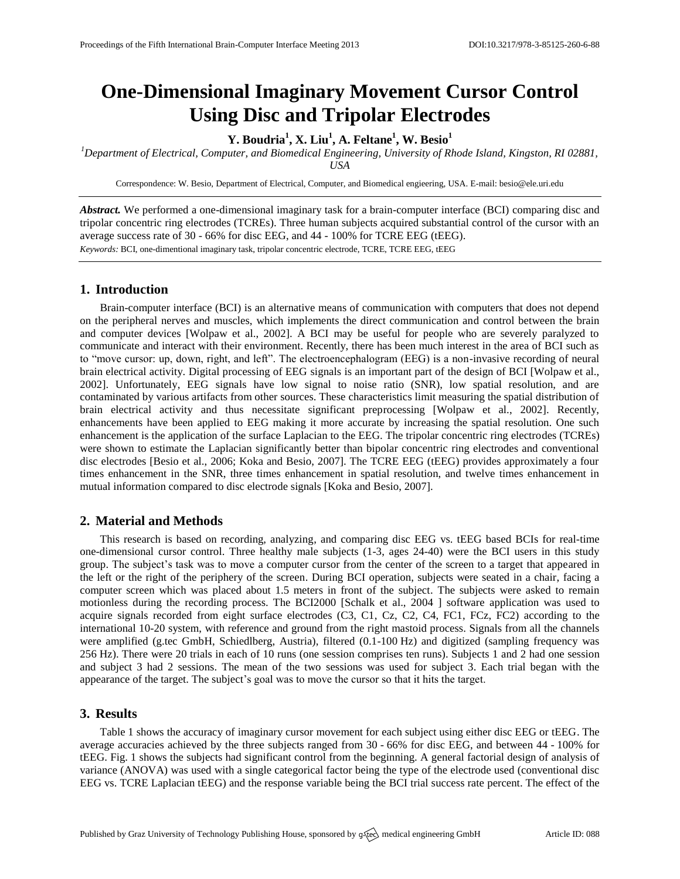# One-Dimensional Imaginary Movement Cursor Control Using Disc and Tripolar Electrodes

**Y. Boudria[1], X. Liu[1], A. Feltane[1], W. Besio[1]**

[1]*Department of Electrical, Computer, and Biomedical Engineering, University of Rhode Island, Kingston, RI 02881, USA*

Correspondence: W. Besio, Department of Electrical, Computer, and Biomedical engieering, USA. E-mail: besio@ele.uri.edu

***Abstract.*** We performed a one-dimensional imaginary task for a brain-computer interface (BCI) comparing disc and tripolar concentric ring electrodes (TCREs). Three human subjects acquired substantial control of the cursor with an average success rate of 30 - 66% for disc EEG, and 44 - 100% for TCRE EEG (tEEG).

*Keywords:* BCI, one-dimentional imaginary task, tripolar concentric electrode, TCRE, TCRE EEG, tEEG

## 1. Introduction

Brain-computer interface (BCI) is an alternative means of communication with computers that does not depend on the peripheral nerves and muscles, which implements the direct communication and control between the brain and computer devices [Wolpaw et al., 2002]. A BCI may be useful for people who are severely paralyzed to communicate and interact with their environment. Recently, there has been much interest in the area of BCI such as to "move cursor: up, down, right, and left". The electroencephalogram (EEG) is a non-invasive recording of neural brain electrical activity. Digital processing of EEG signals is an important part of the design of BCI [Wolpaw et al., 2002]. Unfortunately, EEG signals have low signal to noise ratio (SNR), low spatial resolution, and are contaminated by various artifacts from other sources. These characteristics limit measuring the spatial distribution of brain electrical activity and thus necessitate significant preprocessing [Wolpaw et al., 2002]. Recently, enhancements have been applied to EEG making it more accurate by increasing the spatial resolution. One such enhancement is the application of the surface Laplacian to the EEG. The tripolar concentric ring electrodes (TCREs) were shown to estimate the Laplacian significantly better than bipolar concentric ring electrodes and conventional disc electrodes [Besio et al., 2006; Koka and Besio, 2007]. The TCRE EEG (tEEG) provides approximately a four times enhancement in the SNR, three times enhancement in spatial resolution, and twelve times enhancement in mutual information compared to disc electrode signals [Koka and Besio, 2007].

## 2. Material and Methods

This research is based on recording, analyzing, and comparing disc EEG vs. tEEG based BCIs for real-time one-dimensional cursor control. Three healthy male subjects (1-3, ages 24-40) were the BCI users in this study group. The subject's task was to move a computer cursor from the center of the screen to a target that appeared in the left or the right of the periphery of the screen. During BCI operation, subjects were seated in a chair, facing a computer screen which was placed about 1.5 meters in front of the subject. The subjects were asked to remain motionless during the recording process. The BCI2000 [Schalk et al., 2004 ] software application was used to acquire signals recorded from eight surface electrodes (C3, C1, Cz, C2, C4, FC1, FCz, FC2) according to the international 10-20 system, with reference and ground from the right mastoid process. Signals from all the channels were amplified (g.tec GmbH, Schiedlberg, Austria), filtered (0.1-100 Hz) and digitized (sampling frequency was 256 Hz). There were 20 trials in each of 10 runs (one session comprises ten runs). Subjects 1 and 2 had one session and subject 3 had 2 sessions. The mean of the two sessions was used for subject 3. Each trial began with the appearance of the target. The subject's goal was to move the cursor so that it hits the target.

## 3. Results

Table 1 shows the accuracy of imaginary cursor movement for each subject using either disc EEG or tEEG. The average accuracies achieved by the three subjects ranged from 30 - 66% for disc EEG, and between 44 - 100% for tEEG. Fig. 1 shows the subjects had significant control from the beginning. A general factorial design of analysis of variance (ANOVA) was used with a single categorical factor being the type of the electrode used (conventional disc EEG vs. TCRE Laplacian tEEG) and the response variable being the BCI trial success rate percent. The effect of the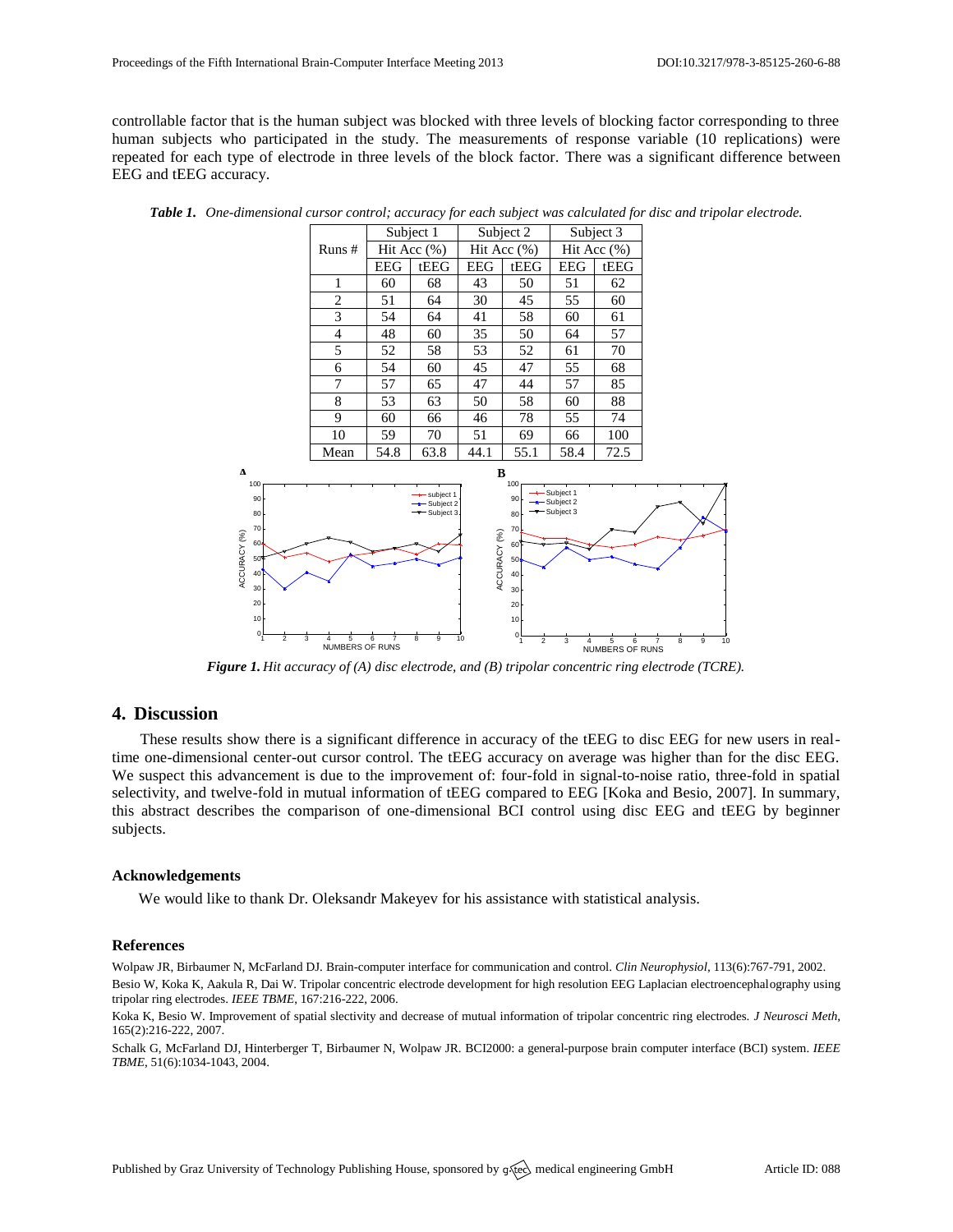controllable factor that is the human subject was blocked with three levels of blocking factor corresponding to three human subjects who participated in the study. The measurements of response variable (10 replications) were repeated for each type of electrode in three levels of the block factor. There was a significant difference between EEG and tEEG accuracy.

***Table 1.*** *One-dimensional cursor control; accuracy for each subject was calculated for disc and tripolar electrode.*

| Runs # | Subject 1 | | Subject 2 | | Subject 3 | |
|---|---|---|---|---|---|---|
| | Hit Acc (%) | | Hit Acc (%) | | Hit Acc (%) | |
| | EEG | tEEG | EEG | tEEG | EEG | tEEG |
| 1 | 60 | 68 | 43 | 50 | 51 | 62 |
| 2 | 51 | 64 | 30 | 45 | 55 | 60 |
| 3 | 54 | 64 | 41 | 58 | 60 | 61 |
| 4 | 48 | 60 | 35 | 50 | 64 | 57 |
| 5 | 52 | 58 | 53 | 52 | 61 | 70 |
| 6 | 54 | 60 | 45 | 47 | 55 | 68 |
| 7 | 57 | 65 | 47 | 44 | 57 | 85 |
| 8 | 53 | 63 | 50 | 58 | 60 | 88 |
| 9 | 60 | 66 | 46 | 78 | 55 | 74 |
| 10 | 59 | 70 | 51 | 69 | 66 | 100 |
| Mean | 54.8 | 63.8 | 44.1 | 55.1 | 58.4 | 72.5 |

A

ACCURACY (%)

NUMBERS OF RUNS

subject 1
Subject 2
Subject 3

B

ACCURACY (%)

NUMBERS OF RUNS

Subject 1
Subject 2
Subject 3

***Figure 1.*** *Hit accuracy of (A) disc electrode, and (B) tripolar concentric ring electrode (TCRE).*

## 4. Discussion

These results show there is a significant difference in accuracy of the tEEG to disc EEG for new users in real-time one-dimensional center-out cursor control. The tEEG accuracy on average was higher than for the disc EEG. We suspect this advancement is due to the improvement of: four-fold in signal-to-noise ratio, three-fold in spatial selectivity, and twelve-fold in mutual information of tEEG compared to EEG [Koka and Besio, 2007]. In summary, this abstract describes the comparison of one-dimensional BCI control using disc EEG and tEEG by beginner subjects.

### Acknowledgements

We would like to thank Dr. Oleksandr Makeyev for his assistance with statistical analysis.

### References

Wolpaw JR, Birbaumer N, McFarland DJ. Brain-computer interface for communication and control. *Clin Neurophysiol*, 113(6):767-791, 2002.

Besio W, Koka K, Aakula R, Dai W. Tripolar concentric electrode development for high resolution EEG Laplacian electroencephalography using tripolar ring electrodes. *IEEE TBME*, 167:216-222, 2006.

Koka K, Besio W. Improvement of spatial slectivity and decrease of mutual information of tripolar concentric ring electrodes. *J Neurosci Meth*, 165(2):216-222, 2007.

Schalk G, McFarland DJ, Hinterberger T, Birbaumer N, Wolpaw JR. BCI2000: a general-purpose brain computer interface (BCI) system. *IEEE TBME*, 51(6):1034-1043, 2004.